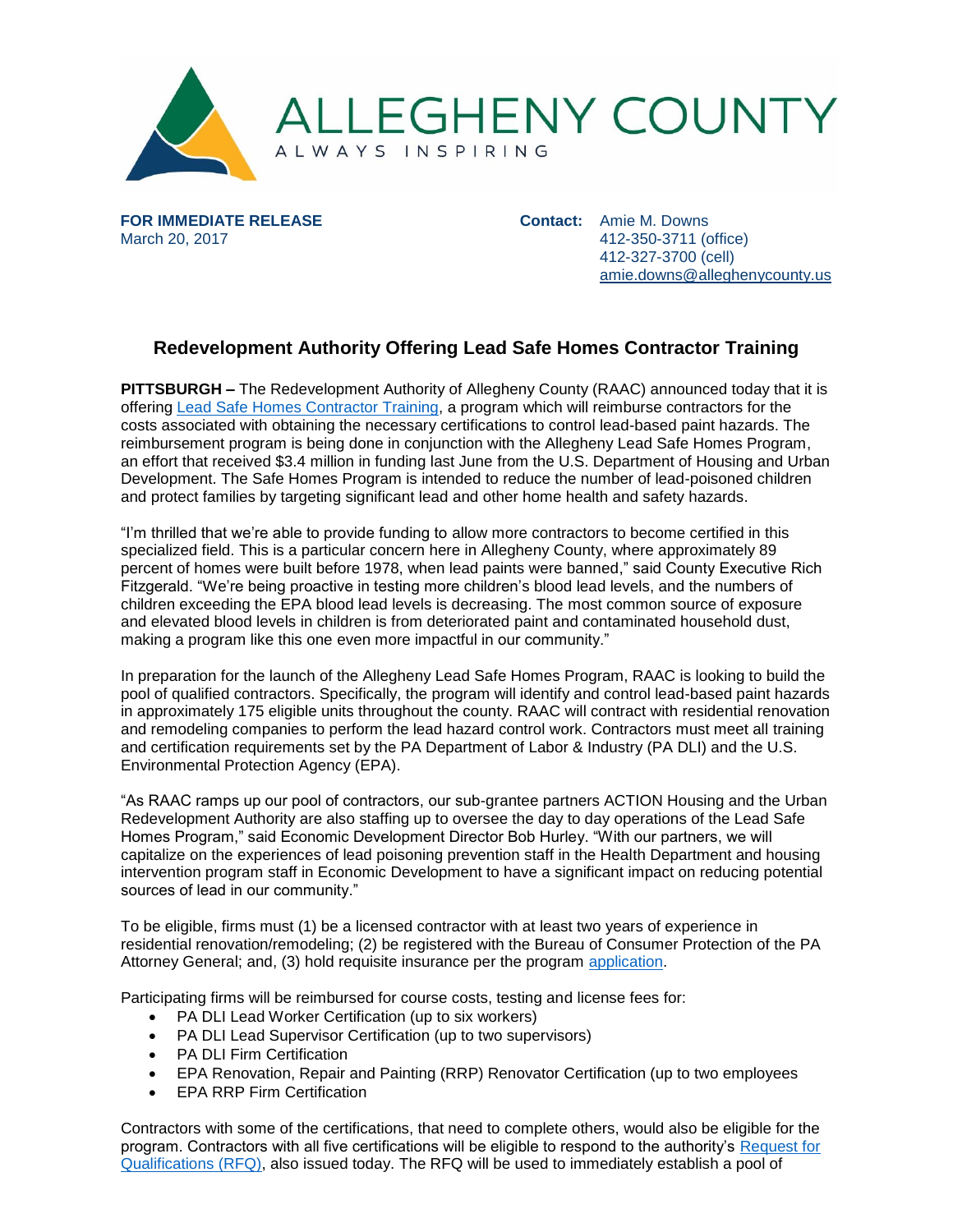ALLEGHENY COUNTY
ALWAYS INSPIRING

**FOR IMMEDIATE RELEASE**
March 20, 2017

**Contact:** Amie M. Downs
412-350-3711 (office)
412-327-3700 (cell)
amie.downs@alleghenycounty.us

## Redevelopment Authority Offering Lead Safe Homes Contractor Training

**PITTSBURGH –** The Redevelopment Authority of Allegheny County (RAAC) announced today that it is offering Lead Safe Homes Contractor Training, a program which will reimburse contractors for the costs associated with obtaining the necessary certifications to control lead-based paint hazards. The reimbursement program is being done in conjunction with the Allegheny Lead Safe Homes Program, an effort that received $3.4 million in funding last June from the U.S. Department of Housing and Urban Development. The Safe Homes Program is intended to reduce the number of lead-poisoned children and protect families by targeting significant lead and other home health and safety hazards.

"I'm thrilled that we're able to provide funding to allow more contractors to become certified in this specialized field. This is a particular concern here in Allegheny County, where approximately 89 percent of homes were built before 1978, when lead paints were banned," said County Executive Rich Fitzgerald. "We're being proactive in testing more children's blood lead levels, and the numbers of children exceeding the EPA blood lead levels is decreasing. The most common source of exposure and elevated blood levels in children is from deteriorated paint and contaminated household dust, making a program like this one even more impactful in our community."

In preparation for the launch of the Allegheny Lead Safe Homes Program, RAAC is looking to build the pool of qualified contractors. Specifically, the program will identify and control lead-based paint hazards in approximately 175 eligible units throughout the county. RAAC will contract with residential renovation and remodeling companies to perform the lead hazard control work. Contractors must meet all training and certification requirements set by the PA Department of Labor & Industry (PA DLI) and the U.S. Environmental Protection Agency (EPA).

"As RAAC ramps up our pool of contractors, our sub-grantee partners ACTION Housing and the Urban Redevelopment Authority are also staffing up to oversee the day to day operations of the Lead Safe Homes Program," said Economic Development Director Bob Hurley. "With our partners, we will capitalize on the experiences of lead poisoning prevention staff in the Health Department and housing intervention program staff in Economic Development to have a significant impact on reducing potential sources of lead in our community."

To be eligible, firms must (1) be a licensed contractor with at least two years of experience in residential renovation/remodeling; (2) be registered with the Bureau of Consumer Protection of the PA Attorney General; and, (3) hold requisite insurance per the program application.

Participating firms will be reimbursed for course costs, testing and license fees for:

- PA DLI Lead Worker Certification (up to six workers)
- PA DLI Lead Supervisor Certification (up to two supervisors)
- PA DLI Firm Certification
- EPA Renovation, Repair and Painting (RRP) Renovator Certification (up to two employees
- EPA RRP Firm Certification

Contractors with some of the certifications, that need to complete others, would also be eligible for the program. Contractors with all five certifications will be eligible to respond to the authority's Request for Qualifications (RFQ), also issued today. The RFQ will be used to immediately establish a pool of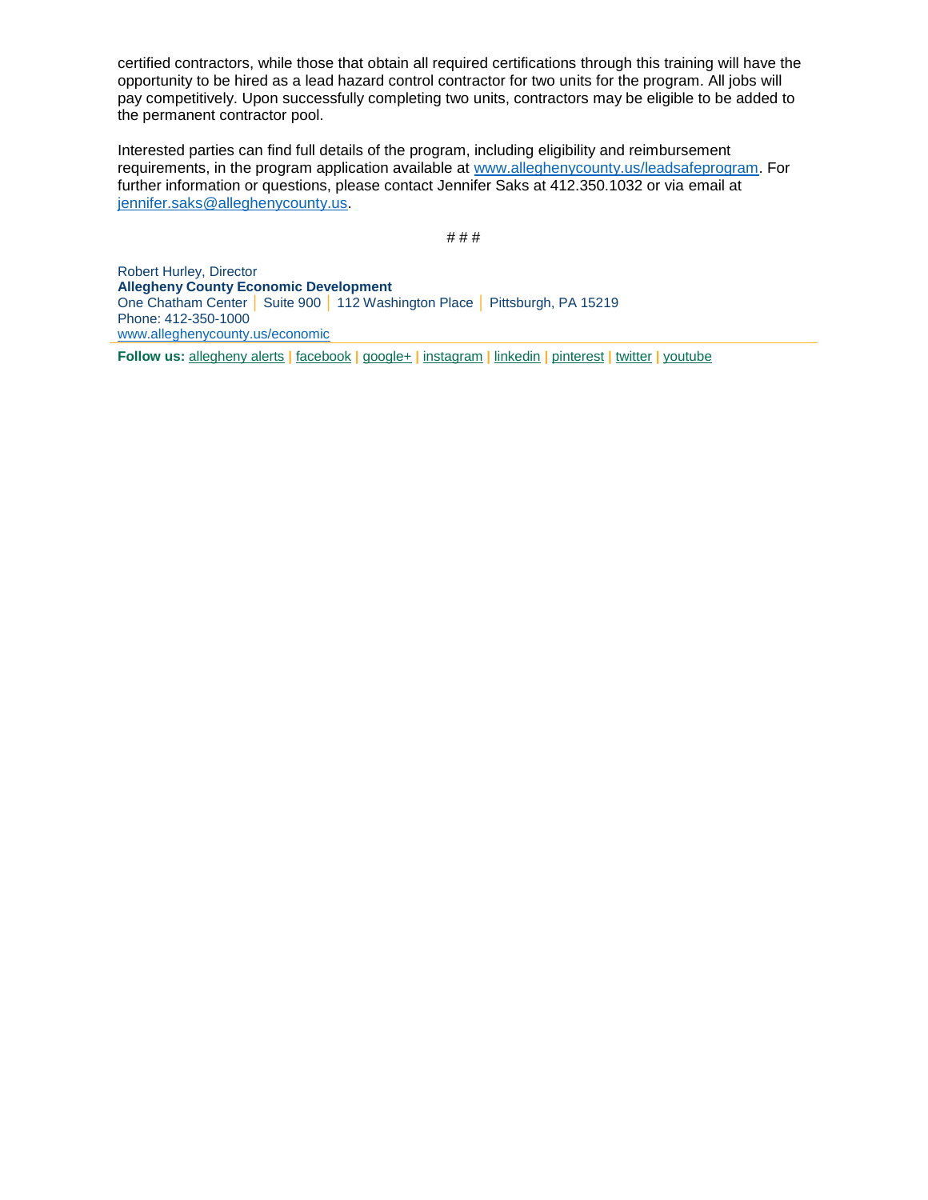certified contractors, while those that obtain all required certifications through this training will have the opportunity to be hired as a lead hazard control contractor for two units for the program. All jobs will pay competitively. Upon successfully completing two units, contractors may be eligible to be added to the permanent contractor pool.

Interested parties can find full details of the program, including eligibility and reimbursement requirements, in the program application available at [www.alleghenycounty.us/leadsafeprogram](http://www.alleghenycounty.us/leadsafeprogram). For further information or questions, please contact Jennifer Saks at 412.350.1032 or via email at [jennifer.saks@alleghenycounty.us](mailto:jennifer.saks@alleghenycounty.us).

# # #

Robert Hurley, Director
**Allegheny County Economic Development**
One Chatham Center | Suite 900 | 112 Washington Place | Pittsburgh, PA 15219
Phone: 412-350-1000
[www.alleghenycounty.us/economic](http://www.alleghenycounty.us/economic)

---

**Follow us:** allegheny alerts | facebook | google+ | instagram | linkedin | pinterest | twitter | youtube